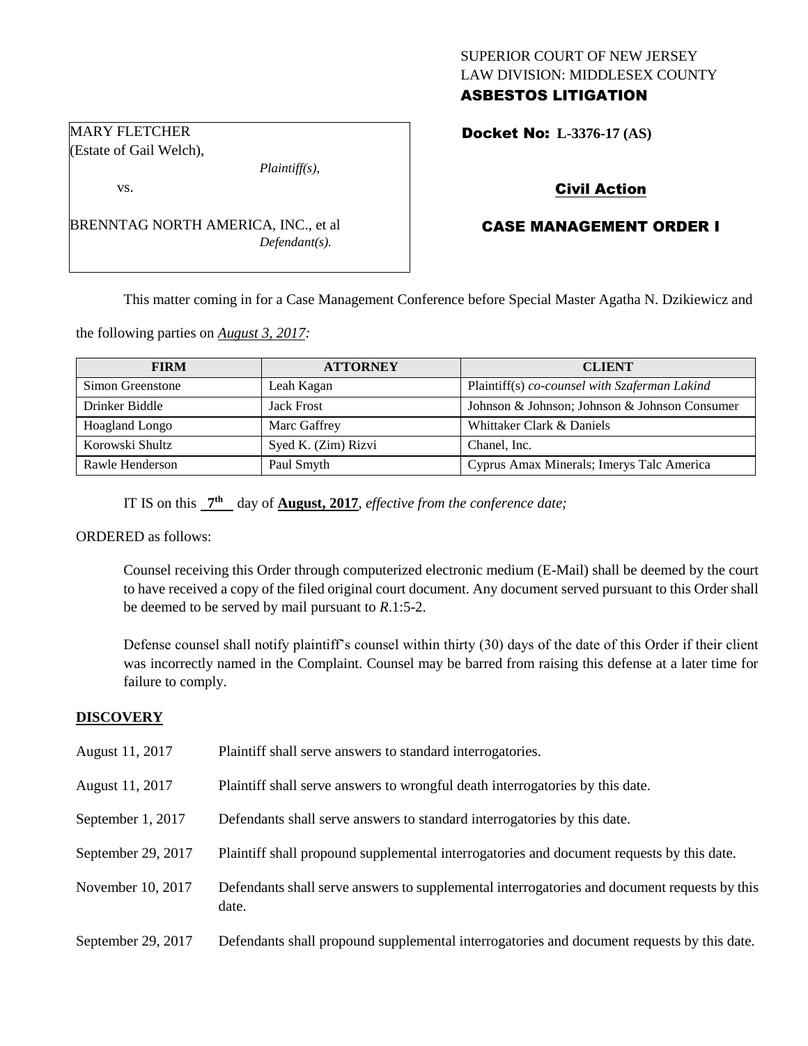SUPERIOR COURT OF NEW JERSEY
LAW DIVISION: MIDDLESEX COUNTY
**ASBESTOS LITIGATION**

MARY FLETCHER
(Estate of Gail Welch),
*Plaintiff(s),*
vs.

BRENNTAG NORTH AMERICA, INC., et al
*Defendant(s).*

**Docket No: L-3376-17 (AS)**

**Civil Action**

**CASE MANAGEMENT ORDER I**

This matter coming in for a Case Management Conference before Special Master Agatha N. Dzikiewicz and the following parties on *August 3, 2017:*

| FIRM | ATTORNEY | CLIENT |
|---|---|---|
| Simon Greenstone | Leah Kagan | Plaintiff(s) *co-counsel with Szaferman Lakind* |
| Drinker Biddle | Jack Frost | Johnson & Johnson; Johnson & Johnson Consumer |
| Hoagland Longo | Marc Gaffrey | Whittaker Clark & Daniels |
| Korowski Shultz | Syed K. (Zim) Rizvi | Chanel, Inc. |
| Rawle Henderson | Paul Smyth | Cyprus Amax Minerals; Imerys Talc America |

IT IS on this **7th** day of **August, 2017**, *effective from the conference date;*

ORDERED as follows:

Counsel receiving this Order through computerized electronic medium (E-Mail) shall be deemed by the court to have received a copy of the filed original court document. Any document served pursuant to this Order shall be deemed to be served by mail pursuant to *R*.1:5-2.

Defense counsel shall notify plaintiff's counsel within thirty (30) days of the date of this Order if their client was incorrectly named in the Complaint. Counsel may be barred from raising this defense at a later time for failure to comply.

## DISCOVERY

| | |
|---|---|
| August 11, 2017 | Plaintiff shall serve answers to standard interrogatories. |
| August 11, 2017 | Plaintiff shall serve answers to wrongful death interrogatories by this date. |
| September 1, 2017 | Defendants shall serve answers to standard interrogatories by this date. |
| September 29, 2017 | Plaintiff shall propound supplemental interrogatories and document requests by this date. |
| November 10, 2017 | Defendants shall serve answers to supplemental interrogatories and document requests by this date. |
| September 29, 2017 | Defendants shall propound supplemental interrogatories and document requests by this date. |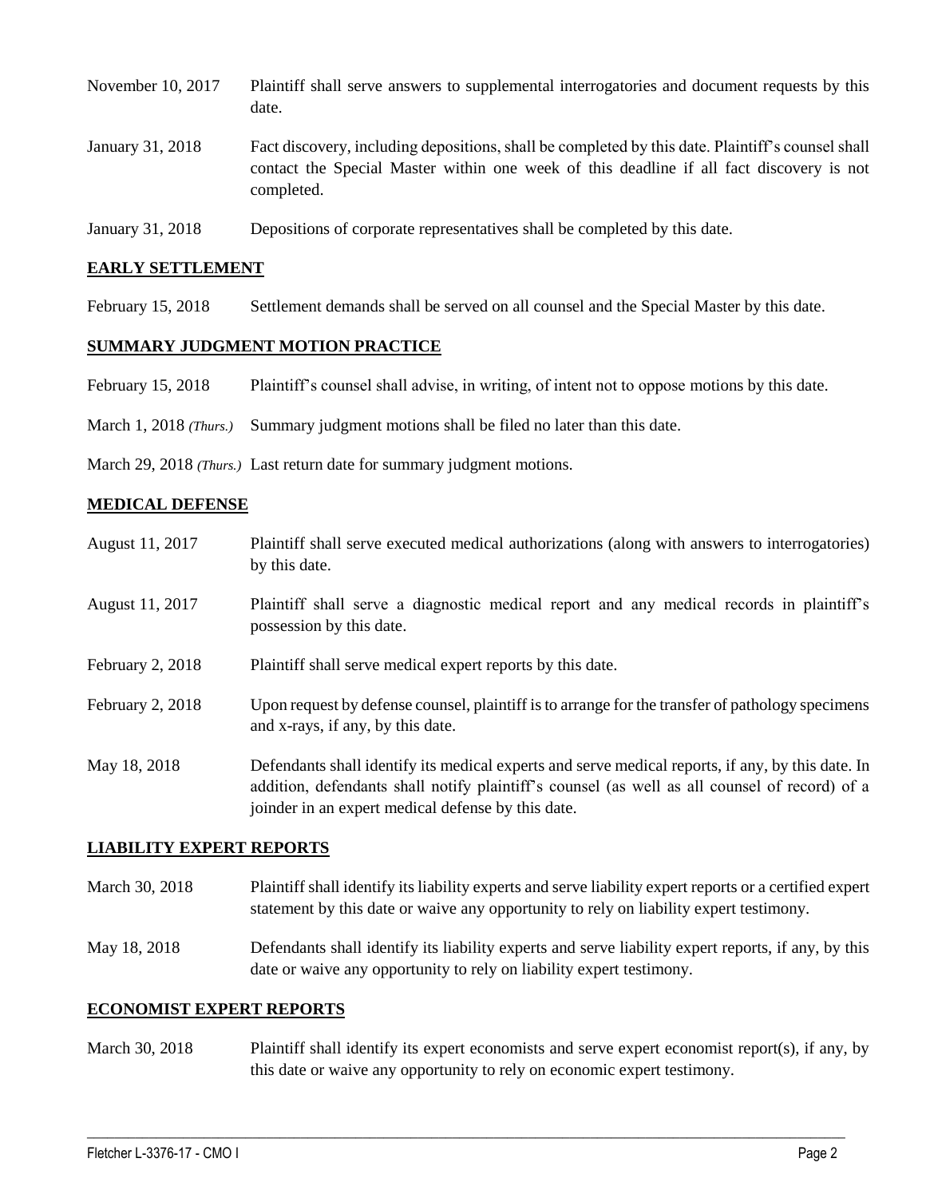| | |
|---|---|
| November 10, 2017 | Plaintiff shall serve answers to supplemental interrogatories and document requests by this date. |
| January 31, 2018 | Fact discovery, including depositions, shall be completed by this date. Plaintiff's counsel shall contact the Special Master within one week of this deadline if all fact discovery is not completed. |
| January 31, 2018 | Depositions of corporate representatives shall be completed by this date. |

## EARLY SETTLEMENT

| | |
|---|---|
| February 15, 2018 | Settlement demands shall be served on all counsel and the Special Master by this date. |

## SUMMARY JUDGMENT MOTION PRACTICE

| | |
|---|---|
| February 15, 2018 | Plaintiff's counsel shall advise, in writing, of intent not to oppose motions by this date. |
| March 1, 2018 *(Thurs.)* | Summary judgment motions shall be filed no later than this date. |
| March 29, 2018 *(Thurs.)* | Last return date for summary judgment motions. |

## MEDICAL DEFENSE

| | |
|---|---|
| August 11, 2017 | Plaintiff shall serve executed medical authorizations (along with answers to interrogatories) by this date. |
| August 11, 2017 | Plaintiff shall serve a diagnostic medical report and any medical records in plaintiff's possession by this date. |
| February 2, 2018 | Plaintiff shall serve medical expert reports by this date. |
| February 2, 2018 | Upon request by defense counsel, plaintiff is to arrange for the transfer of pathology specimens and x-rays, if any, by this date. |
| May 18, 2018 | Defendants shall identify its medical experts and serve medical reports, if any, by this date. In addition, defendants shall notify plaintiff's counsel (as well as all counsel of record) of a joinder in an expert medical defense by this date. |

## LIABILITY EXPERT REPORTS

| | |
|---|---|
| March 30, 2018 | Plaintiff shall identify its liability experts and serve liability expert reports or a certified expert statement by this date or waive any opportunity to rely on liability expert testimony. |
| May 18, 2018 | Defendants shall identify its liability experts and serve liability expert reports, if any, by this date or waive any opportunity to rely on liability expert testimony. |

## ECONOMIST EXPERT REPORTS

| | |
|---|---|
| March 30, 2018 | Plaintiff shall identify its expert economists and serve expert economist report(s), if any, by this date or waive any opportunity to rely on economic expert testimony. |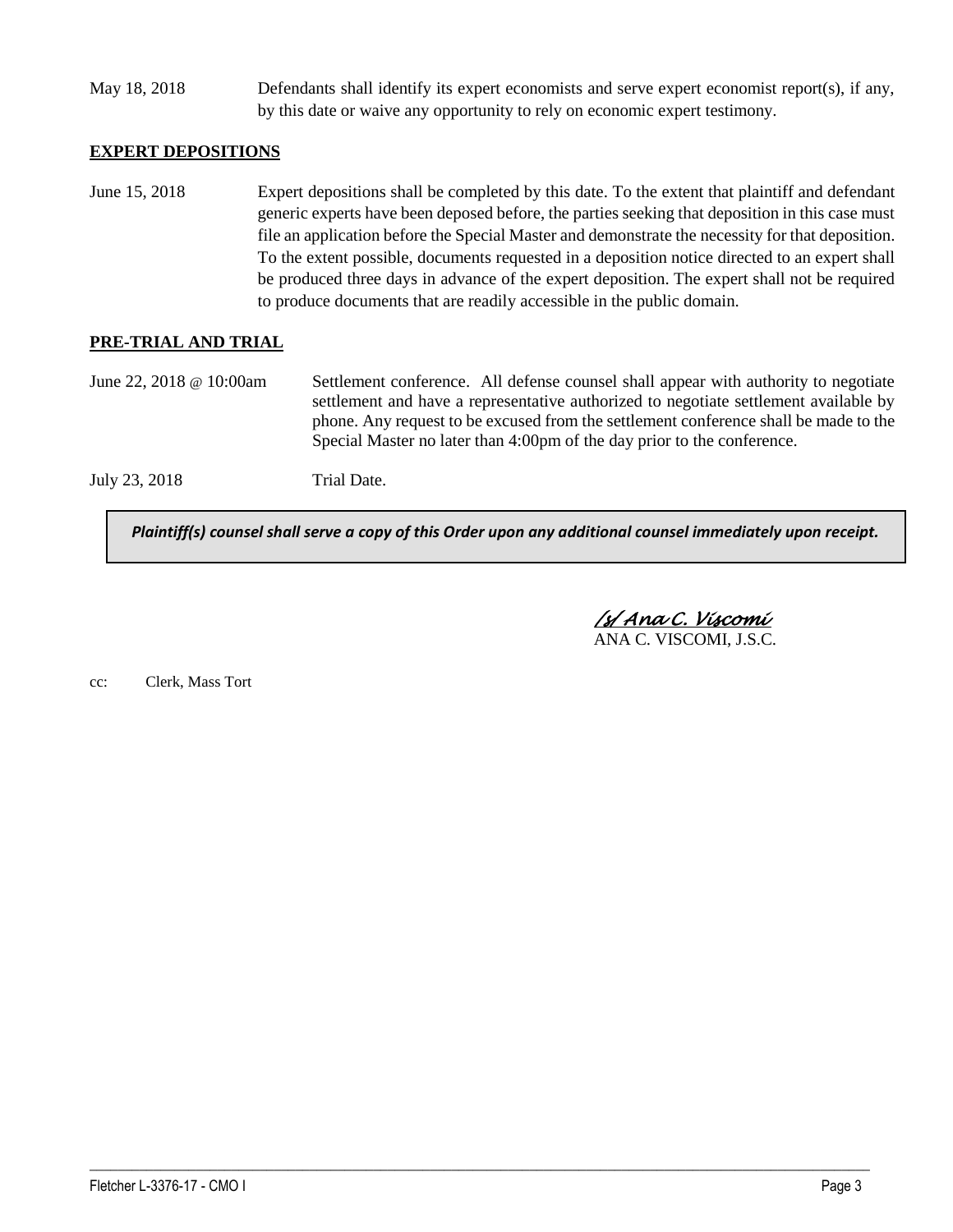May 18, 2018 Defendants shall identify its expert economists and serve expert economist report(s), if any, by this date or waive any opportunity to rely on economic expert testimony.

## **EXPERT DEPOSITIONS**

June 15, 2018 Expert depositions shall be completed by this date. To the extent that plaintiff and defendant generic experts have been deposed before, the parties seeking that deposition in this case must file an application before the Special Master and demonstrate the necessity for that deposition. To the extent possible, documents requested in a deposition notice directed to an expert shall be produced three days in advance of the expert deposition. The expert shall not be required to produce documents that are readily accessible in the public domain.

## **PRE-TRIAL AND TRIAL**

June 22, 2018 @ 10:00am Settlement conference. All defense counsel shall appear with authority to negotiate settlement and have a representative authorized to negotiate settlement available by phone. Any request to be excused from the settlement conference shall be made to the Special Master no later than 4:00pm of the day prior to the conference.

July 23, 2018 Trial Date.

***Plaintiff(s) counsel shall serve a copy of this Order upon any additional counsel immediately upon receipt.***

*/s/ Ana C. Viscomi*
ANA C. VISCOMI, J.S.C.

cc: Clerk, Mass Tort